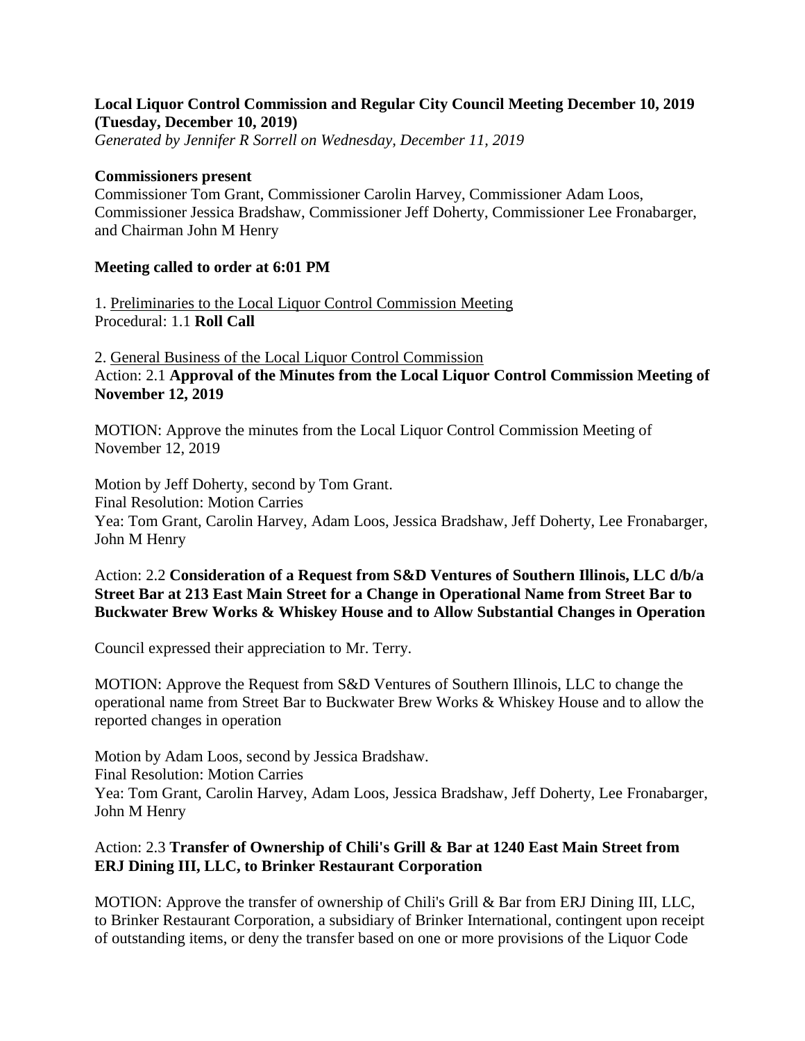**Local Liquor Control Commission and Regular City Council Meeting December 10, 2019 (Tuesday, December 10, 2019)**
*Generated by Jennifer R Sorrell on Wednesday, December 11, 2019*

**Commissioners present**
Commissioner Tom Grant, Commissioner Carolin Harvey, Commissioner Adam Loos, Commissioner Jessica Bradshaw, Commissioner Jeff Doherty, Commissioner Lee Fronabarger, and Chairman John M Henry

**Meeting called to order at 6:01 PM**

1. Preliminaries to the Local Liquor Control Commission Meeting
Procedural: 1.1 **Roll Call**

2. General Business of the Local Liquor Control Commission
Action: 2.1 **Approval of the Minutes from the Local Liquor Control Commission Meeting of November 12, 2019**

MOTION: Approve the minutes from the Local Liquor Control Commission Meeting of November 12, 2019

Motion by Jeff Doherty, second by Tom Grant.
Final Resolution: Motion Carries
Yea: Tom Grant, Carolin Harvey, Adam Loos, Jessica Bradshaw, Jeff Doherty, Lee Fronabarger, John M Henry

Action: 2.2 **Consideration of a Request from S&D Ventures of Southern Illinois, LLC d/b/a Street Bar at 213 East Main Street for a Change in Operational Name from Street Bar to Buckwater Brew Works & Whiskey House and to Allow Substantial Changes in Operation**

Council expressed their appreciation to Mr. Terry.

MOTION: Approve the Request from S&D Ventures of Southern Illinois, LLC to change the operational name from Street Bar to Buckwater Brew Works & Whiskey House and to allow the reported changes in operation

Motion by Adam Loos, second by Jessica Bradshaw.
Final Resolution: Motion Carries
Yea: Tom Grant, Carolin Harvey, Adam Loos, Jessica Bradshaw, Jeff Doherty, Lee Fronabarger, John M Henry

Action: 2.3 **Transfer of Ownership of Chili's Grill & Bar at 1240 East Main Street from ERJ Dining III, LLC, to Brinker Restaurant Corporation**

MOTION: Approve the transfer of ownership of Chili's Grill & Bar from ERJ Dining III, LLC, to Brinker Restaurant Corporation, a subsidiary of Brinker International, contingent upon receipt of outstanding items, or deny the transfer based on one or more provisions of the Liquor Code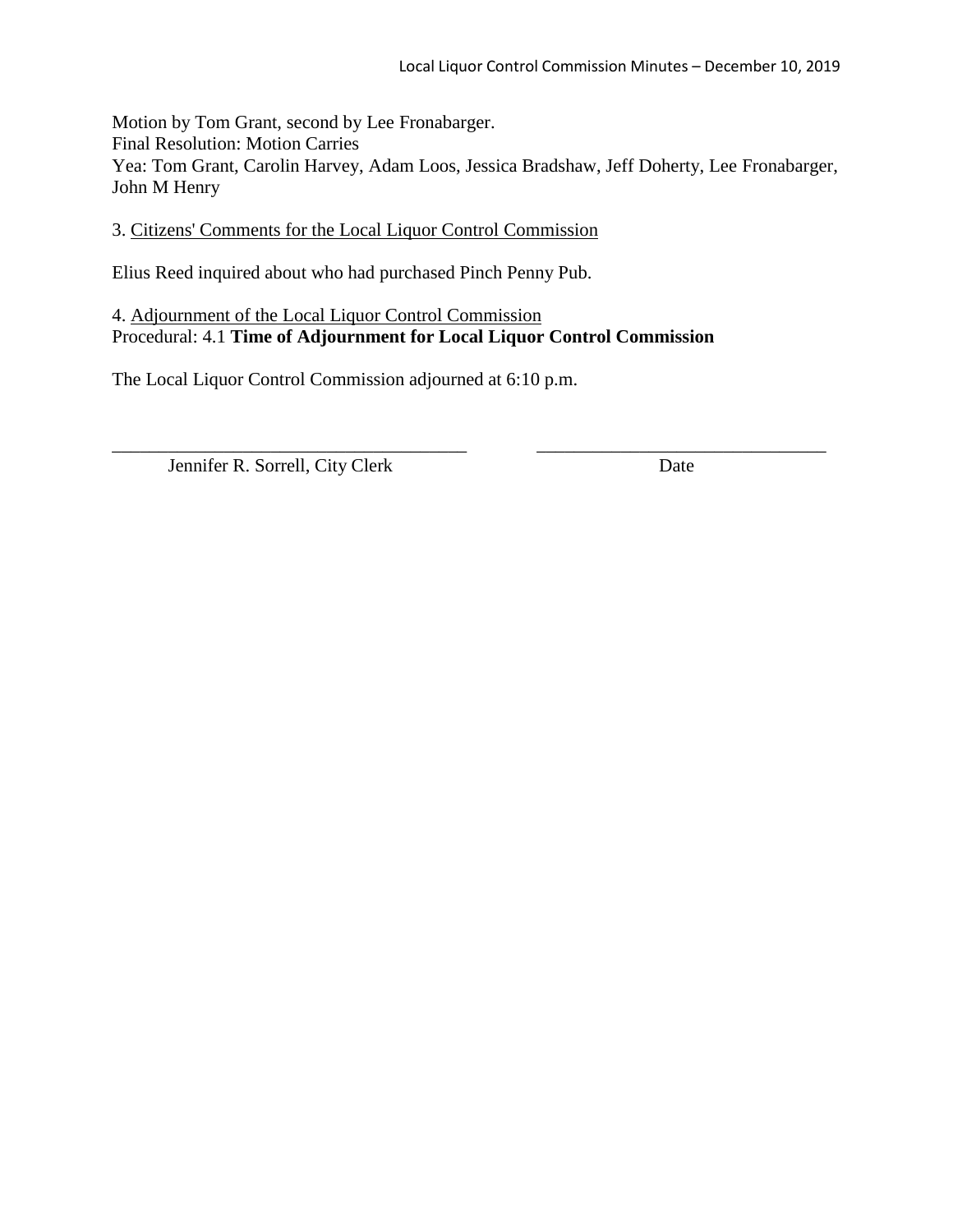Motion by Tom Grant, second by Lee Fronabarger.
Final Resolution: Motion Carries
Yea: Tom Grant, Carolin Harvey, Adam Loos, Jessica Bradshaw, Jeff Doherty, Lee Fronabarger, John M Henry

3. Citizens' Comments for the Local Liquor Control Commission

Elius Reed inquired about who had purchased Pinch Penny Pub.

4. Adjournment of the Local Liquor Control Commission
Procedural: 4.1 **Time of Adjournment for Local Liquor Control Commission**

The Local Liquor Control Commission adjourned at 6:10 p.m.

_______________________________________ _______________________________
Jennifer R. Sorrell, City Clerk Date